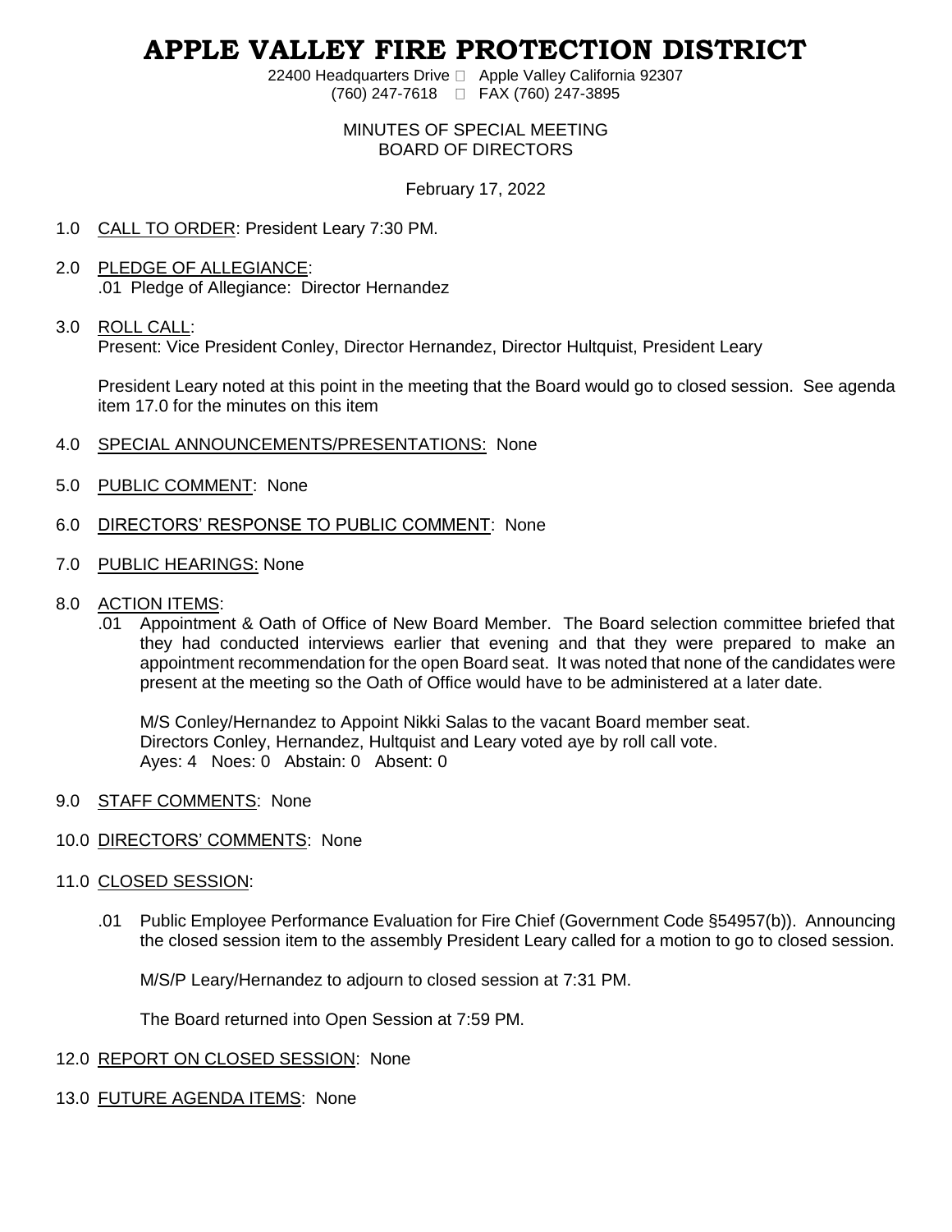# APPLE VALLEY FIRE PROTECTION DISTRICT

22400 Headquarters Drive  Apple Valley California 92307
(760) 247-7618  FAX (760) 247-3895

MINUTES OF SPECIAL MEETING
BOARD OF DIRECTORS

February 17, 2022

1.0 CALL TO ORDER: President Leary 7:30 PM.

2.0 PLEDGE OF ALLEGIANCE:
.01 Pledge of Allegiance: Director Hernandez

3.0 ROLL CALL:
Present: Vice President Conley, Director Hernandez, Director Hultquist, President Leary

President Leary noted at this point in the meeting that the Board would go to closed session. See agenda item 17.0 for the minutes on this item

4.0 SPECIAL ANNOUNCEMENTS/PRESENTATIONS: None

5.0 PUBLIC COMMENT: None

6.0 DIRECTORS' RESPONSE TO PUBLIC COMMENT: None

7.0 PUBLIC HEARINGS: None

8.0 ACTION ITEMS:
.01 Appointment & Oath of Office of New Board Member. The Board selection committee briefed that they had conducted interviews earlier that evening and that they were prepared to make an appointment recommendation for the open Board seat. It was noted that none of the candidates were present at the meeting so the Oath of Office would have to be administered at a later date.

M/S Conley/Hernandez to Appoint Nikki Salas to the vacant Board member seat.
Directors Conley, Hernandez, Hultquist and Leary voted aye by roll call vote.
Ayes: 4 Noes: 0 Abstain: 0 Absent: 0

9.0 STAFF COMMENTS: None

10.0 DIRECTORS' COMMENTS: None

11.0 CLOSED SESSION:

.01 Public Employee Performance Evaluation for Fire Chief (Government Code §54957(b)). Announcing the closed session item to the assembly President Leary called for a motion to go to closed session.

M/S/P Leary/Hernandez to adjourn to closed session at 7:31 PM.

The Board returned into Open Session at 7:59 PM.

12.0 REPORT ON CLOSED SESSION: None

13.0 FUTURE AGENDA ITEMS: None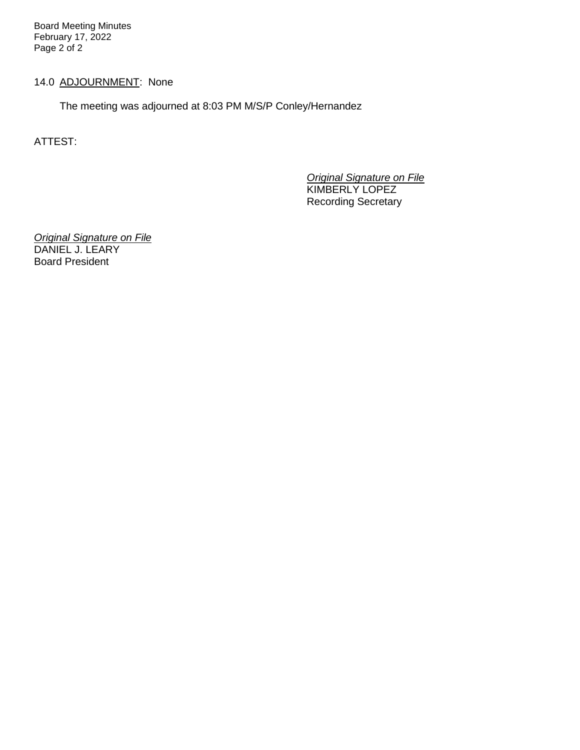14.0 <u>ADJOURNMENT</u>: None

The meeting was adjourned at 8:03 PM M/S/P Conley/Hernandez

ATTEST:

*<u>Original Signature on File</u>*
KIMBERLY LOPEZ
Recording Secretary

*<u>Original Signature on File</u>*
DANIEL J. LEARY
Board President